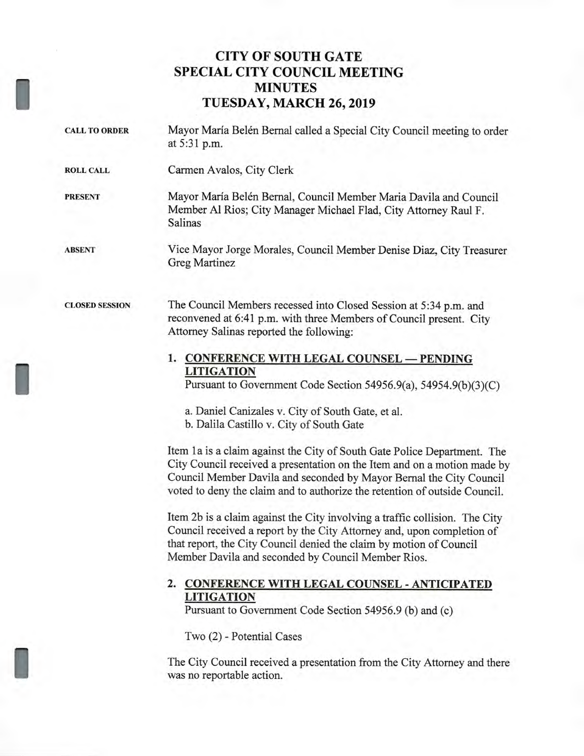# CITY OF SOUTH GATE
# SPECIAL CITY COUNCIL MEETING
# MINUTES
# TUESDAY, MARCH 26, 2019

**CALL TO ORDER** Mayor María Belén Bernal called a Special City Council meeting to order at 5:31 p.m.

**ROLL CALL** Carmen Avalos, City Clerk

**PRESENT** Mayor María Belén Bernal, Council Member Maria Davila and Council Member Al Rios; City Manager Michael Flad, City Attorney Raul F. Salinas

**ABSENT** Vice Mayor Jorge Morales, Council Member Denise Diaz, City Treasurer Greg Martinez

**CLOSED SESSION** The Council Members recessed into Closed Session at 5:34 p.m. and reconvened at 6:41 p.m. with three Members of Council present. City Attorney Salinas reported the following:

1. **CONFERENCE WITH LEGAL COUNSEL — PENDING LITIGATION**
   Pursuant to Government Code Section 54956.9(a), 54954.9(b)(3)(C)

   a. Daniel Canizales v. City of South Gate, et al.
   b. Dalila Castillo v. City of South Gate

   Item 1a is a claim against the City of South Gate Police Department. The City Council received a presentation on the Item and on a motion made by Council Member Davila and seconded by Mayor Bernal the City Council voted to deny the claim and to authorize the retention of outside Council.

   Item 2b is a claim against the City involving a traffic collision. The City Council received a report by the City Attorney and, upon completion of that report, the City Council denied the claim by motion of Council Member Davila and seconded by Council Member Rios.

2. **CONFERENCE WITH LEGAL COUNSEL - ANTICIPATED LITIGATION**
   Pursuant to Government Code Section 54956.9 (b) and (c)

   Two (2) - Potential Cases

   The City Council received a presentation from the City Attorney and there was no reportable action.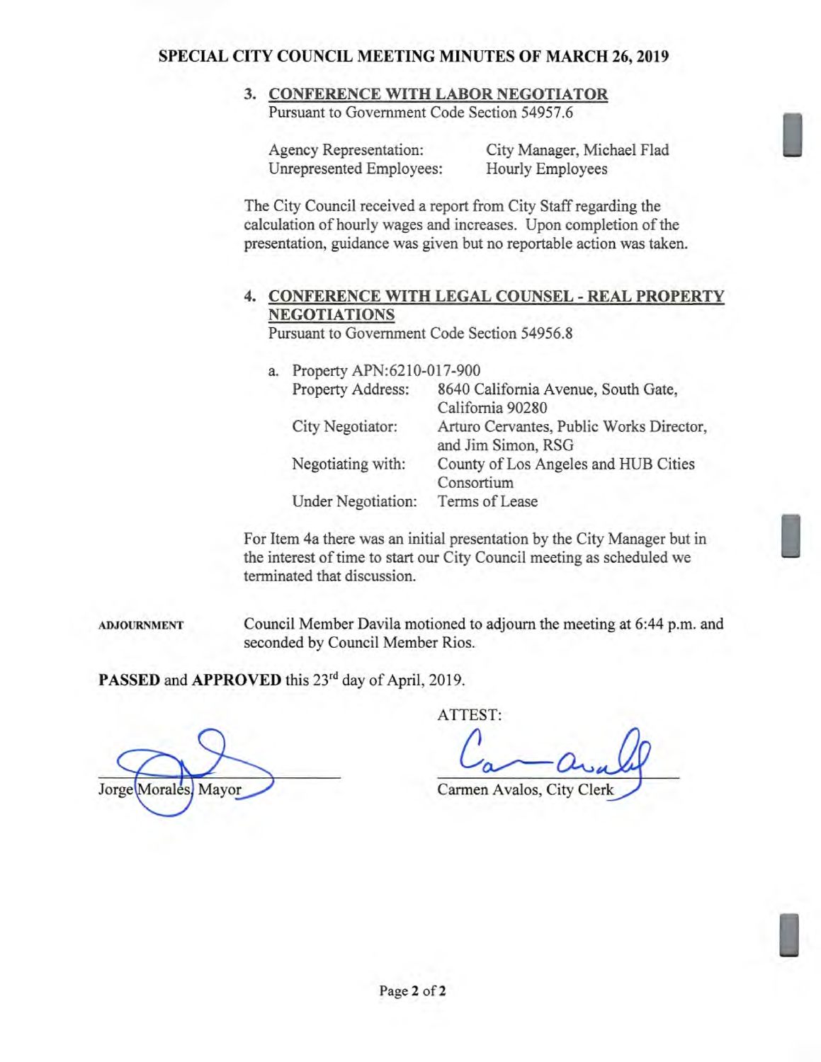**SPECIAL CITY COUNCIL MEETING MINUTES OF MARCH 26, 2019**

3. **CONFERENCE WITH LABOR NEGOTIATOR**
   Pursuant to Government Code Section 54957.6

| | |
|---|---|
| Agency Representation: | City Manager, Michael Flad |
| Unrepresented Employees: | Hourly Employees |

The City Council received a report from City Staff regarding the calculation of hourly wages and increases. Upon completion of the presentation, guidance was given but no reportable action was taken.

4. **CONFERENCE WITH LEGAL COUNSEL - REAL PROPERTY NEGOTIATIONS**
   Pursuant to Government Code Section 54956.8

   a. Property APN:6210-017-900

| | |
|---|---|
| Property Address: | 8640 California Avenue, South Gate, California 90280 |
| City Negotiator: | Arturo Cervantes, Public Works Director, and Jim Simon, RSG |
| Negotiating with: | County of Los Angeles and HUB Cities Consortium |
| Under Negotiation: | Terms of Lease |

For Item 4a there was an initial presentation by the City Manager but in the interest of time to start our City Council meeting as scheduled we terminated that discussion.

**ADJOURNMENT**

Council Member Davila motioned to adjourn the meeting at 6:44 p.m. and seconded by Council Member Rios.

**PASSED** and **APPROVED** this 23rd day of April, 2019.

Jorge Morales, Mayor

ATTEST:

Carmen Avalos, City Clerk